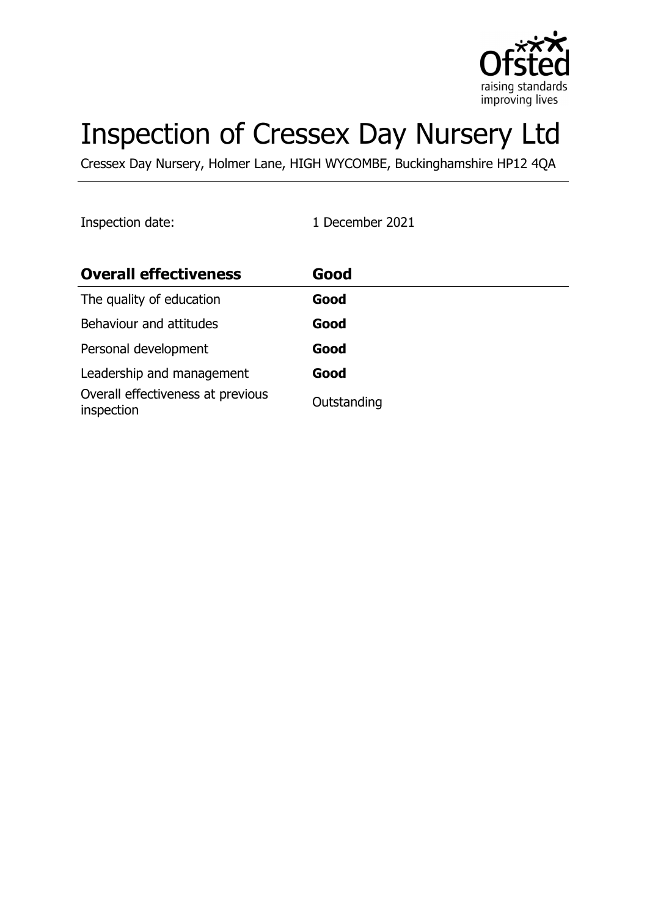# Inspection of Cressex Day Nursery Ltd

Cressex Day Nursery, Holmer Lane, HIGH WYCOMBE, Buckinghamshire HP12 4QA

Inspection date: 1 December 2021

| **Overall effectiveness** | **Good** |
|---|---|
| The quality of education | **Good** |
| Behaviour and attitudes | **Good** |
| Personal development | **Good** |
| Leadership and management | **Good** |
| Overall effectiveness at previous inspection | Outstanding |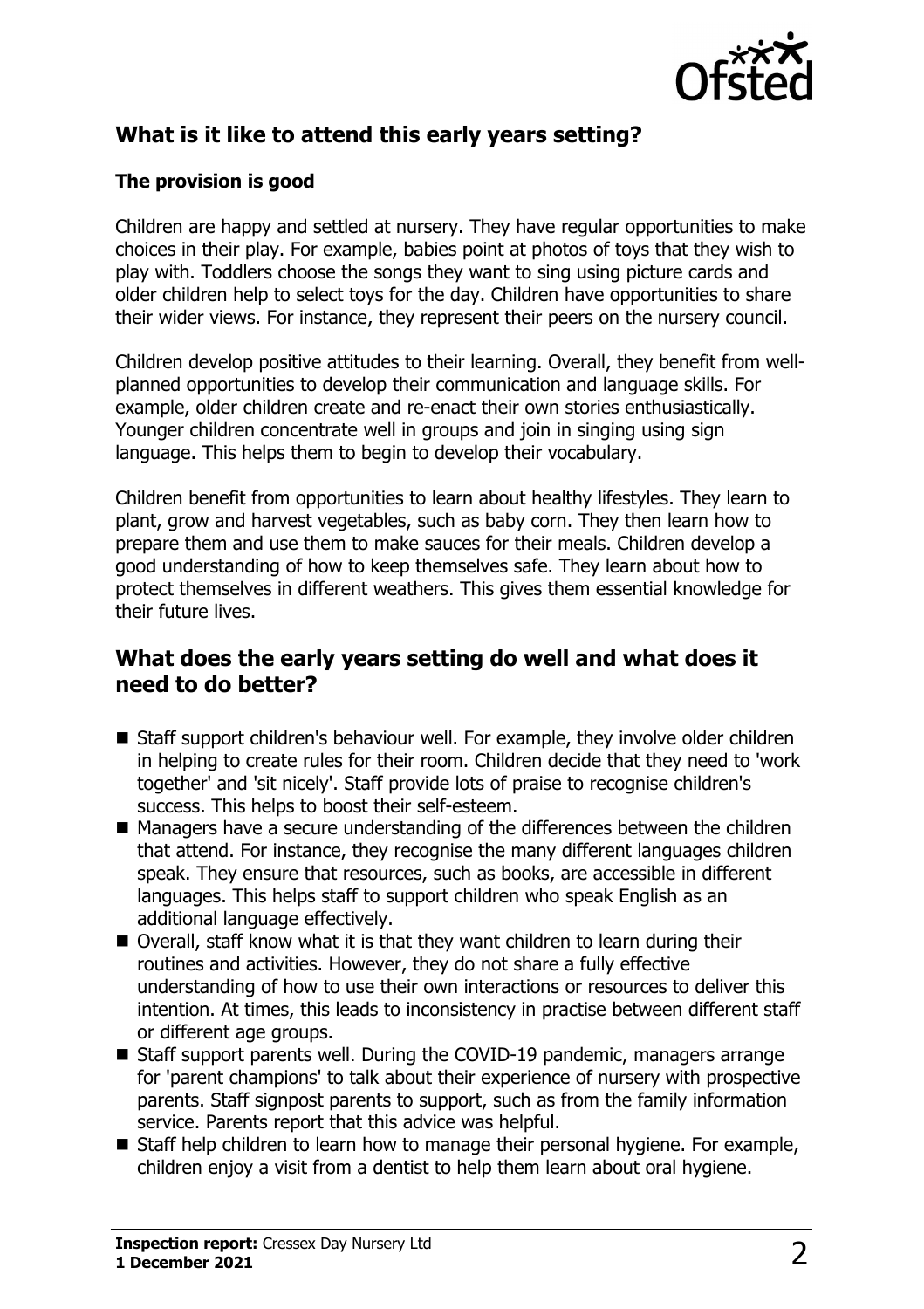## What is it like to attend this early years setting?

### The provision is good

Children are happy and settled at nursery. They have regular opportunities to make choices in their play. For example, babies point at photos of toys that they wish to play with. Toddlers choose the songs they want to sing using picture cards and older children help to select toys for the day. Children have opportunities to share their wider views. For instance, they represent their peers on the nursery council.

Children develop positive attitudes to their learning. Overall, they benefit from well-planned opportunities to develop their communication and language skills. For example, older children create and re-enact their own stories enthusiastically. Younger children concentrate well in groups and join in singing using sign language. This helps them to begin to develop their vocabulary.

Children benefit from opportunities to learn about healthy lifestyles. They learn to plant, grow and harvest vegetables, such as baby corn. They then learn how to prepare them and use them to make sauces for their meals. Children develop a good understanding of how to keep themselves safe. They learn about how to protect themselves in different weathers. This gives them essential knowledge for their future lives.

## What does the early years setting do well and what does it need to do better?

- Staff support children's behaviour well. For example, they involve older children in helping to create rules for their room. Children decide that they need to 'work together' and 'sit nicely'. Staff provide lots of praise to recognise children's success. This helps to boost their self-esteem.
- Managers have a secure understanding of the differences between the children that attend. For instance, they recognise the many different languages children speak. They ensure that resources, such as books, are accessible in different languages. This helps staff to support children who speak English as an additional language effectively.
- Overall, staff know what it is that they want children to learn during their routines and activities. However, they do not share a fully effective understanding of how to use their own interactions or resources to deliver this intention. At times, this leads to inconsistency in practise between different staff or different age groups.
- Staff support parents well. During the COVID-19 pandemic, managers arrange for 'parent champions' to talk about their experience of nursery with prospective parents. Staff signpost parents to support, such as from the family information service. Parents report that this advice was helpful.
- Staff help children to learn how to manage their personal hygiene. For example, children enjoy a visit from a dentist to help them learn about oral hygiene.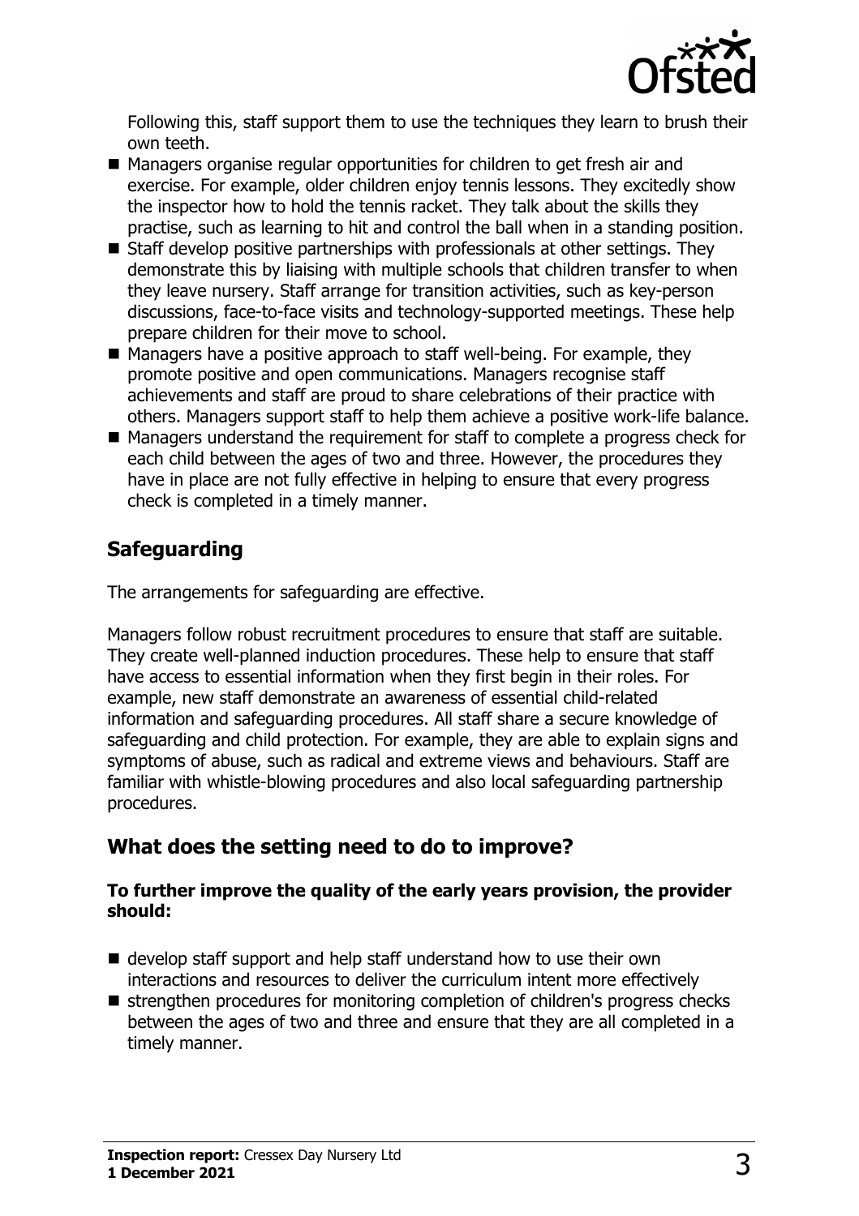Following this, staff support them to use the techniques they learn to brush their own teeth.

- Managers organise regular opportunities for children to get fresh air and exercise. For example, older children enjoy tennis lessons. They excitedly show the inspector how to hold the tennis racket. They talk about the skills they practise, such as learning to hit and control the ball when in a standing position.
- Staff develop positive partnerships with professionals at other settings. They demonstrate this by liaising with multiple schools that children transfer to when they leave nursery. Staff arrange for transition activities, such as key-person discussions, face-to-face visits and technology-supported meetings. These help prepare children for their move to school.
- Managers have a positive approach to staff well-being. For example, they promote positive and open communications. Managers recognise staff achievements and staff are proud to share celebrations of their practice with others. Managers support staff to help them achieve a positive work-life balance.
- Managers understand the requirement for staff to complete a progress check for each child between the ages of two and three. However, the procedures they have in place are not fully effective in helping to ensure that every progress check is completed in a timely manner.

## Safeguarding

The arrangements for safeguarding are effective.

Managers follow robust recruitment procedures to ensure that staff are suitable. They create well-planned induction procedures. These help to ensure that staff have access to essential information when they first begin in their roles. For example, new staff demonstrate an awareness of essential child-related information and safeguarding procedures. All staff share a secure knowledge of safeguarding and child protection. For example, they are able to explain signs and symptoms of abuse, such as radical and extreme views and behaviours. Staff are familiar with whistle-blowing procedures and also local safeguarding partnership procedures.

## What does the setting need to do to improve?

**To further improve the quality of the early years provision, the provider should:**

- develop staff support and help staff understand how to use their own interactions and resources to deliver the curriculum intent more effectively
- strengthen procedures for monitoring completion of children's progress checks between the ages of two and three and ensure that they are all completed in a timely manner.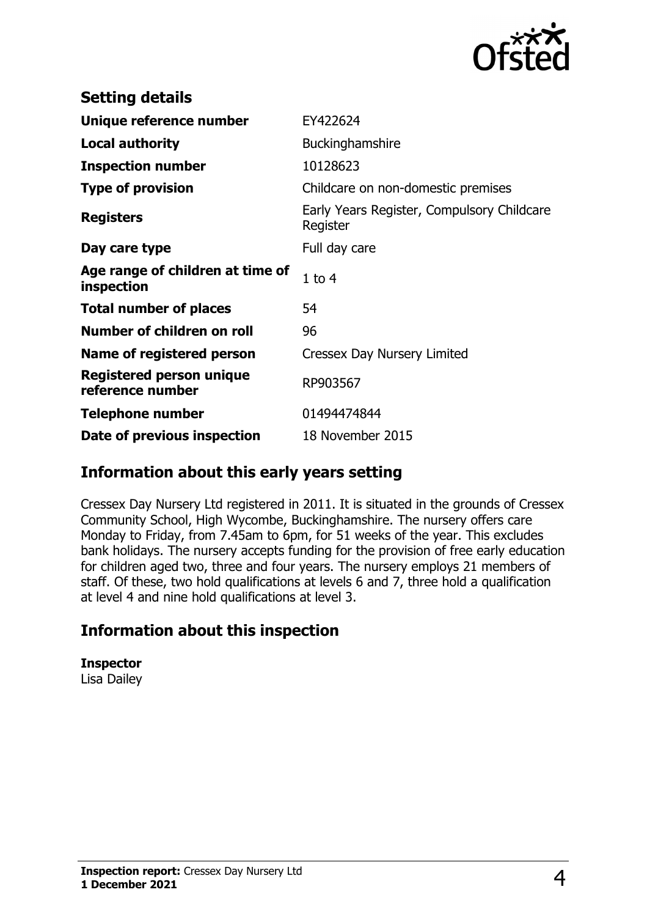## Setting details

| | |
|---|---|
| **Unique reference number** | EY422624 |
| **Local authority** | Buckinghamshire |
| **Inspection number** | 10128623 |
| **Type of provision** | Childcare on non-domestic premises |
| **Registers** | Early Years Register, Compulsory Childcare Register |
| **Day care type** | Full day care |
| **Age range of children at time of inspection** | 1 to 4 |
| **Total number of places** | 54 |
| **Number of children on roll** | 96 |
| **Name of registered person** | Cressex Day Nursery Limited |
| **Registered person unique reference number** | RP903567 |
| **Telephone number** | 01494474844 |
| **Date of previous inspection** | 18 November 2015 |

## Information about this early years setting

Cressex Day Nursery Ltd registered in 2011. It is situated in the grounds of Cressex Community School, High Wycombe, Buckinghamshire. The nursery offers care Monday to Friday, from 7.45am to 6pm, for 51 weeks of the year. This excludes bank holidays. The nursery accepts funding for the provision of free early education for children aged two, three and four years. The nursery employs 21 members of staff. Of these, two hold qualifications at levels 6 and 7, three hold a qualification at level 4 and nine hold qualifications at level 3.

## Information about this inspection

**Inspector**
Lisa Dailey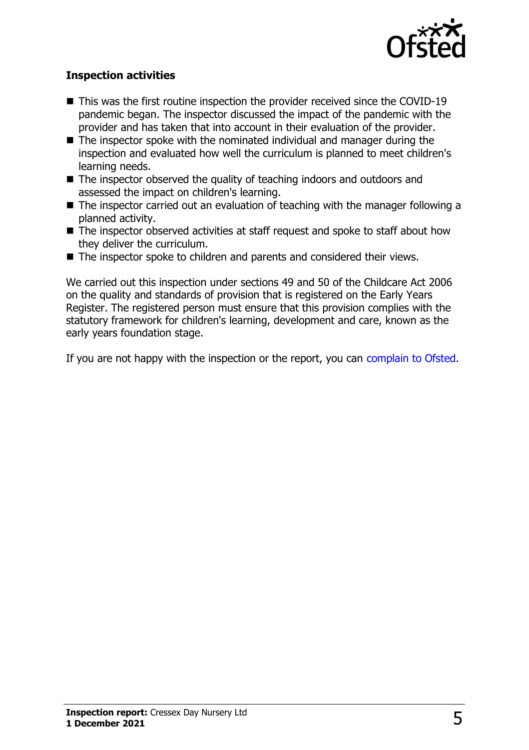## Inspection activities

- This was the first routine inspection the provider received since the COVID-19 pandemic began. The inspector discussed the impact of the pandemic with the provider and has taken that into account in their evaluation of the provider.
- The inspector spoke with the nominated individual and manager during the inspection and evaluated how well the curriculum is planned to meet children's learning needs.
- The inspector observed the quality of teaching indoors and outdoors and assessed the impact on children's learning.
- The inspector carried out an evaluation of teaching with the manager following a planned activity.
- The inspector observed activities at staff request and spoke to staff about how they deliver the curriculum.
- The inspector spoke to children and parents and considered their views.

We carried out this inspection under sections 49 and 50 of the Childcare Act 2006 on the quality and standards of provision that is registered on the Early Years Register. The registered person must ensure that this provision complies with the statutory framework for children's learning, development and care, known as the early years foundation stage.

If you are not happy with the inspection or the report, you can complain to Ofsted.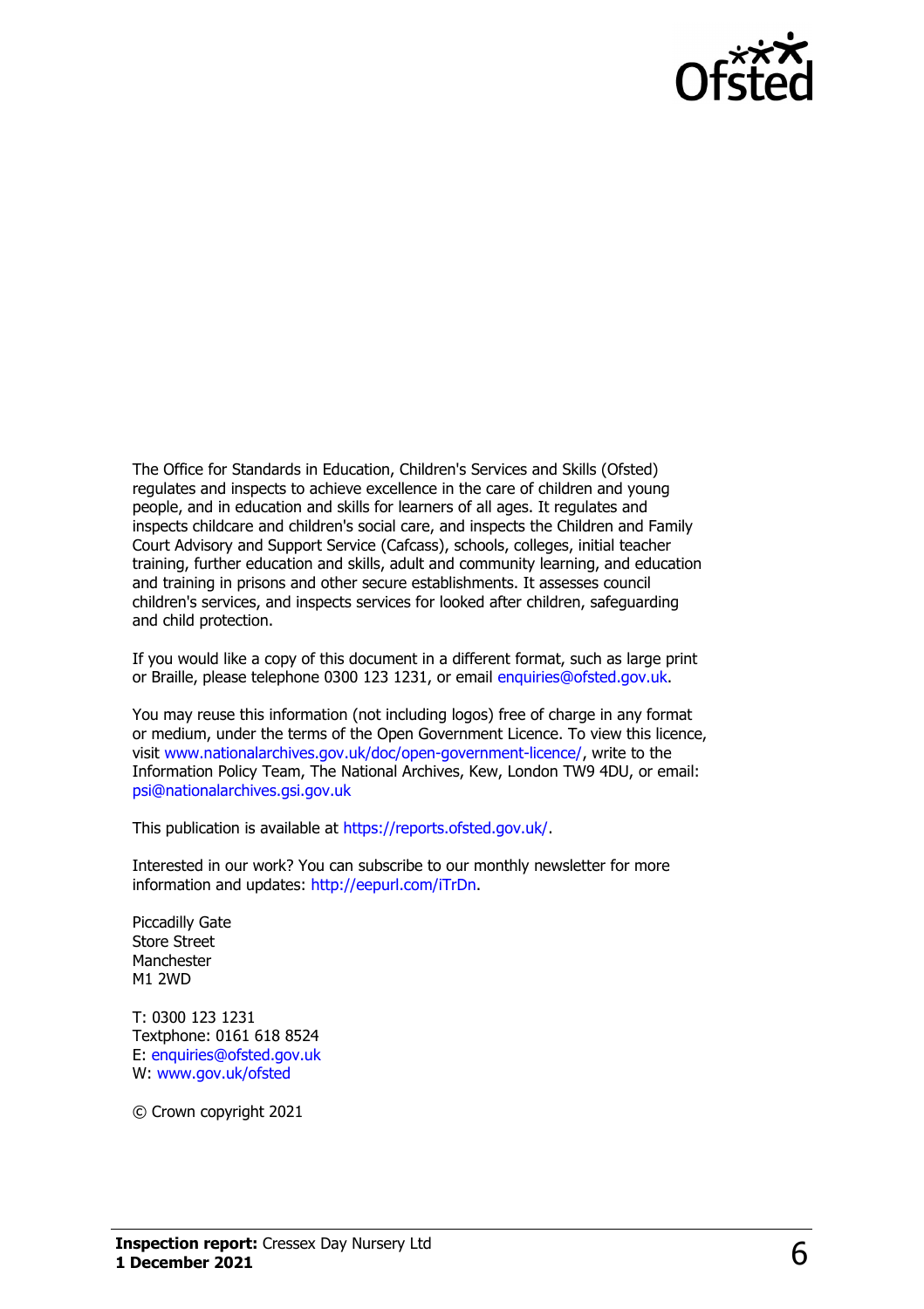The Office for Standards in Education, Children's Services and Skills (Ofsted) regulates and inspects to achieve excellence in the care of children and young people, and in education and skills for learners of all ages. It regulates and inspects childcare and children's social care, and inspects the Children and Family Court Advisory and Support Service (Cafcass), schools, colleges, initial teacher training, further education and skills, adult and community learning, and education and training in prisons and other secure establishments. It assesses council children's services, and inspects services for looked after children, safeguarding and child protection.

If you would like a copy of this document in a different format, such as large print or Braille, please telephone 0300 123 1231, or email enquiries@ofsted.gov.uk.

You may reuse this information (not including logos) free of charge in any format or medium, under the terms of the Open Government Licence. To view this licence, visit www.nationalarchives.gov.uk/doc/open-government-licence/, write to the Information Policy Team, The National Archives, Kew, London TW9 4DU, or email: psi@nationalarchives.gsi.gov.uk

This publication is available at https://reports.ofsted.gov.uk/.

Interested in our work? You can subscribe to our monthly newsletter for more information and updates: http://eepurl.com/iTrDn.

Piccadilly Gate
Store Street
Manchester
M1 2WD

T: 0300 123 1231
Textphone: 0161 618 8524
E: enquiries@ofsted.gov.uk
W: www.gov.uk/ofsted

© Crown copyright 2021